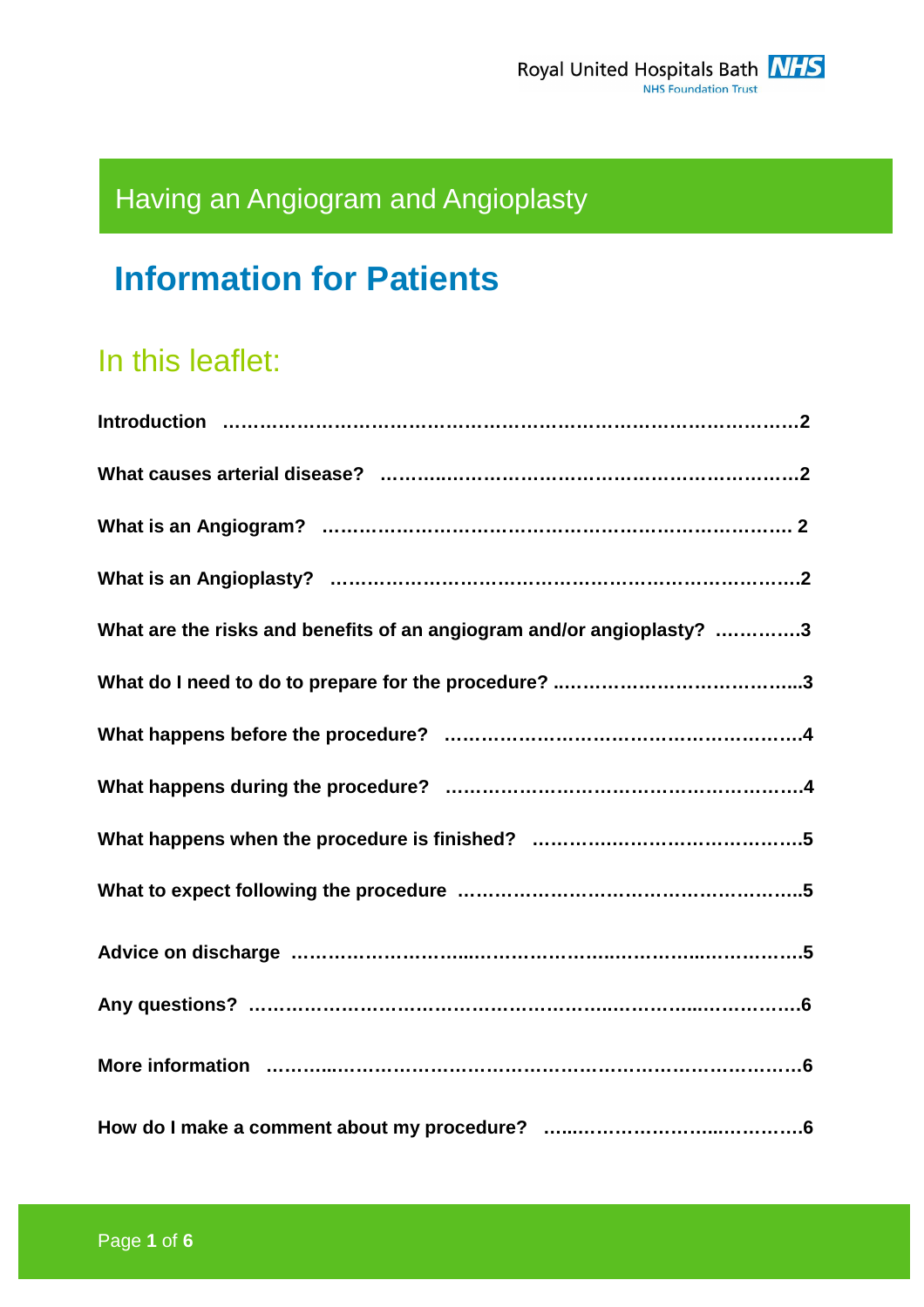Royal United Hospitals Bath NHS Foundation Trust

# Having an Angiogram and Angioplasty

## Information for Patients

### In this leaflet:

**Introduction** ……………………………………………………………………………2

**What causes arterial disease?** ………………………………………………………2

**What is an Angiogram?** ……………………………………………………………… 2

**What is an Angioplasty?** ………………………………………………………………2

**What are the risks and benefits of an angiogram and/or angioplasty?** ………….3

**What do I need to do to prepare for the procedure?** ………………………………...3

**What happens before the procedure?** ………………………………………………4

**What happens during the procedure?** ………………………………………………4

**What happens when the procedure is finished?** ……………………………………5

**What to expect following the procedure** ……………………………………………..5

**Advice on discharge** ……………………………………………………………………5

**Any questions?** …………………………………………………………………………6

**More information** ………………………………………………………………………6

**How do I make a comment about my procedure?** ……………………………….6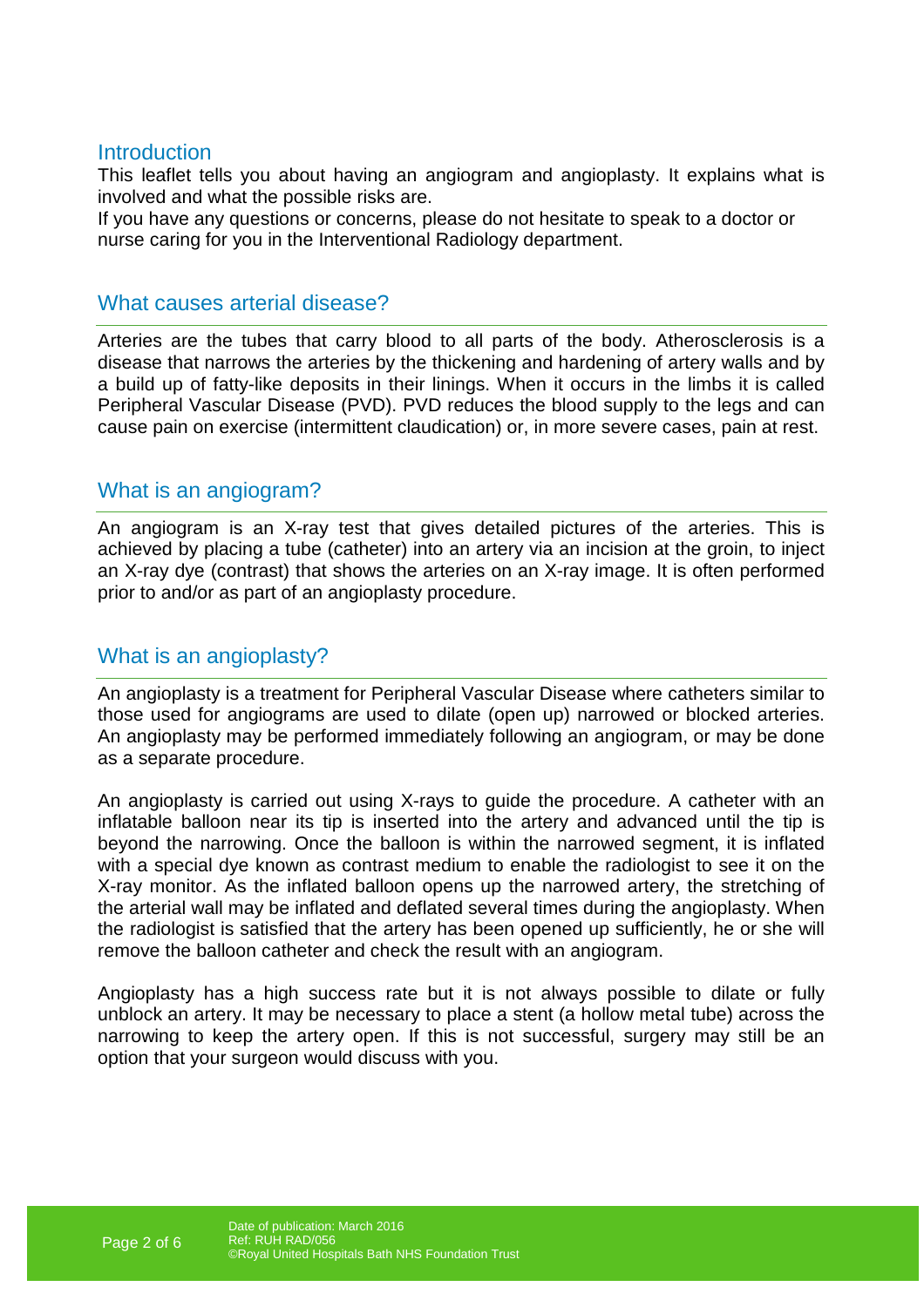## Introduction

This leaflet tells you about having an angiogram and angioplasty. It explains what is involved and what the possible risks are.

If you have any questions or concerns, please do not hesitate to speak to a doctor or nurse caring for you in the Interventional Radiology department.

## What causes arterial disease?

Arteries are the tubes that carry blood to all parts of the body. Atherosclerosis is a disease that narrows the arteries by the thickening and hardening of artery walls and by a build up of fatty-like deposits in their linings. When it occurs in the limbs it is called Peripheral Vascular Disease (PVD). PVD reduces the blood supply to the legs and can cause pain on exercise (intermittent claudication) or, in more severe cases, pain at rest.

## What is an angiogram?

An angiogram is an X-ray test that gives detailed pictures of the arteries. This is achieved by placing a tube (catheter) into an artery via an incision at the groin, to inject an X-ray dye (contrast) that shows the arteries on an X-ray image. It is often performed prior to and/or as part of an angioplasty procedure.

## What is an angioplasty?

An angioplasty is a treatment for Peripheral Vascular Disease where catheters similar to those used for angiograms are used to dilate (open up) narrowed or blocked arteries. An angioplasty may be performed immediately following an angiogram, or may be done as a separate procedure.

An angioplasty is carried out using X-rays to guide the procedure. A catheter with an inflatable balloon near its tip is inserted into the artery and advanced until the tip is beyond the narrowing. Once the balloon is within the narrowed segment, it is inflated with a special dye known as contrast medium to enable the radiologist to see it on the X-ray monitor. As the inflated balloon opens up the narrowed artery, the stretching of the arterial wall may be inflated and deflated several times during the angioplasty. When the radiologist is satisfied that the artery has been opened up sufficiently, he or she will remove the balloon catheter and check the result with an angiogram.

Angioplasty has a high success rate but it is not always possible to dilate or fully unblock an artery. It may be necessary to place a stent (a hollow metal tube) across the narrowing to keep the artery open. If this is not successful, surgery may still be an option that your surgeon would discuss with you.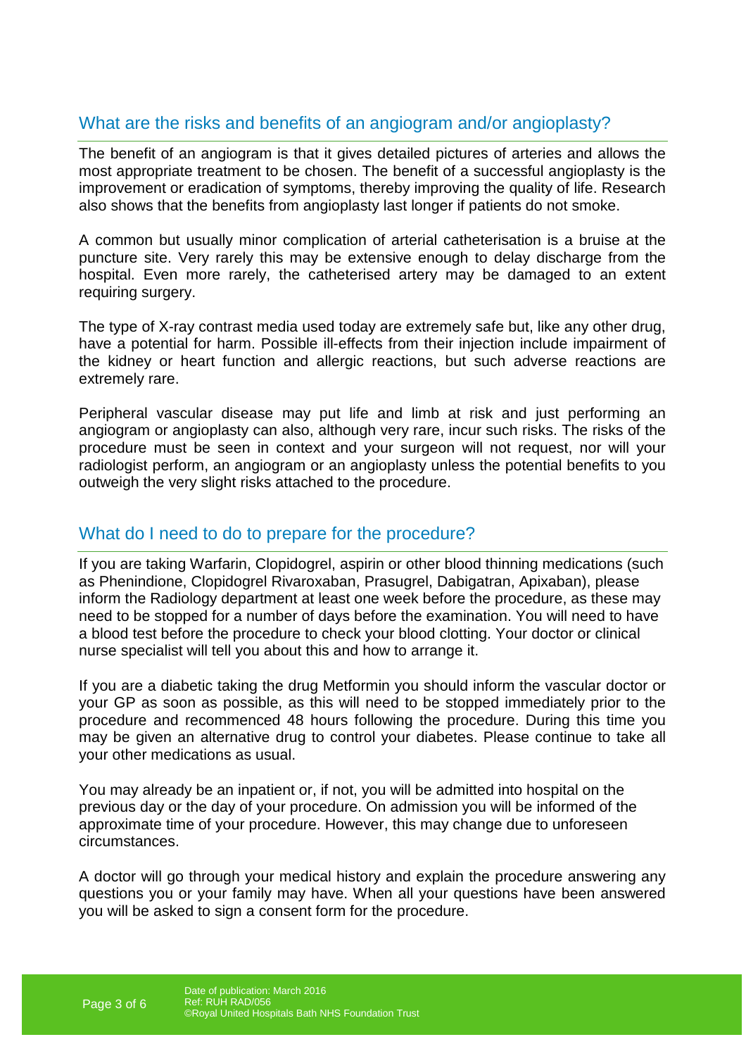## What are the risks and benefits of an angiogram and/or angioplasty?

The benefit of an angiogram is that it gives detailed pictures of arteries and allows the most appropriate treatment to be chosen. The benefit of a successful angioplasty is the improvement or eradication of symptoms, thereby improving the quality of life. Research also shows that the benefits from angioplasty last longer if patients do not smoke.

A common but usually minor complication of arterial catheterisation is a bruise at the puncture site. Very rarely this may be extensive enough to delay discharge from the hospital. Even more rarely, the catheterised artery may be damaged to an extent requiring surgery.

The type of X-ray contrast media used today are extremely safe but, like any other drug, have a potential for harm. Possible ill-effects from their injection include impairment of the kidney or heart function and allergic reactions, but such adverse reactions are extremely rare.

Peripheral vascular disease may put life and limb at risk and just performing an angiogram or angioplasty can also, although very rare, incur such risks. The risks of the procedure must be seen in context and your surgeon will not request, nor will your radiologist perform, an angiogram or an angioplasty unless the potential benefits to you outweigh the very slight risks attached to the procedure.

## What do I need to do to prepare for the procedure?

If you are taking Warfarin, Clopidogrel, aspirin or other blood thinning medications (such as Phenindione, Clopidogrel Rivaroxaban, Prasugrel, Dabigatran, Apixaban), please inform the Radiology department at least one week before the procedure, as these may need to be stopped for a number of days before the examination. You will need to have a blood test before the procedure to check your blood clotting. Your doctor or clinical nurse specialist will tell you about this and how to arrange it.

If you are a diabetic taking the drug Metformin you should inform the vascular doctor or your GP as soon as possible, as this will need to be stopped immediately prior to the procedure and recommenced 48 hours following the procedure. During this time you may be given an alternative drug to control your diabetes. Please continue to take all your other medications as usual.

You may already be an inpatient or, if not, you will be admitted into hospital on the previous day or the day of your procedure. On admission you will be informed of the approximate time of your procedure. However, this may change due to unforeseen circumstances.

A doctor will go through your medical history and explain the procedure answering any questions you or your family may have. When all your questions have been answered you will be asked to sign a consent form for the procedure.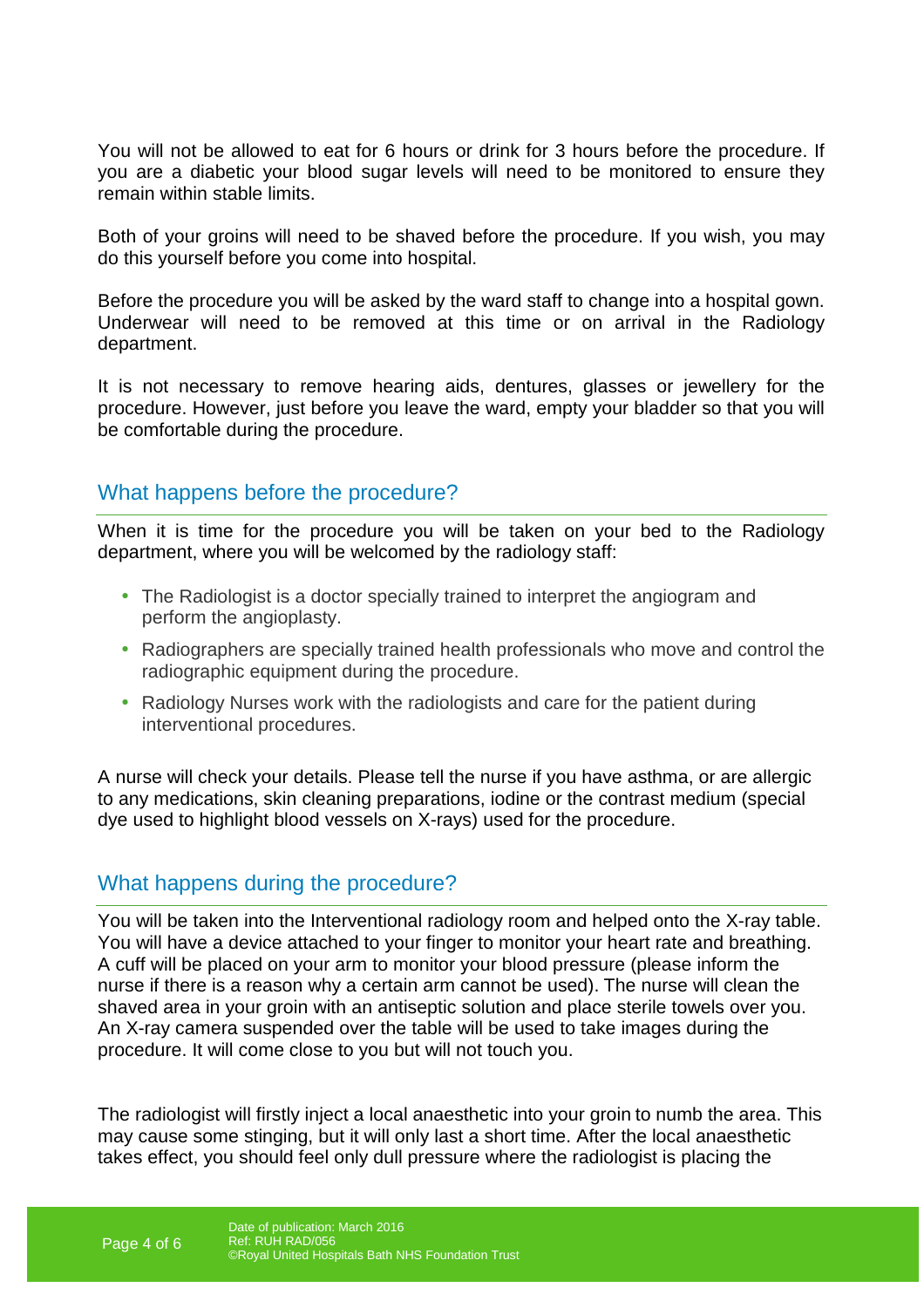You will not be allowed to eat for 6 hours or drink for 3 hours before the procedure. If you are a diabetic your blood sugar levels will need to be monitored to ensure they remain within stable limits.

Both of your groins will need to be shaved before the procedure. If you wish, you may do this yourself before you come into hospital.

Before the procedure you will be asked by the ward staff to change into a hospital gown. Underwear will need to be removed at this time or on arrival in the Radiology department.

It is not necessary to remove hearing aids, dentures, glasses or jewellery for the procedure. However, just before you leave the ward, empty your bladder so that you will be comfortable during the procedure.

## What happens before the procedure?

When it is time for the procedure you will be taken on your bed to the Radiology department, where you will be welcomed by the radiology staff:

- The Radiologist is a doctor specially trained to interpret the angiogram and perform the angioplasty.
- Radiographers are specially trained health professionals who move and control the radiographic equipment during the procedure.
- Radiology Nurses work with the radiologists and care for the patient during interventional procedures.

A nurse will check your details. Please tell the nurse if you have asthma, or are allergic to any medications, skin cleaning preparations, iodine or the contrast medium (special dye used to highlight blood vessels on X-rays) used for the procedure.

## What happens during the procedure?

You will be taken into the Interventional radiology room and helped onto the X-ray table. You will have a device attached to your finger to monitor your heart rate and breathing. A cuff will be placed on your arm to monitor your blood pressure (please inform the nurse if there is a reason why a certain arm cannot be used). The nurse will clean the shaved area in your groin with an antiseptic solution and place sterile towels over you. An X-ray camera suspended over the table will be used to take images during the procedure. It will come close to you but will not touch you.

The radiologist will firstly inject a local anaesthetic into your groin to numb the area. This may cause some stinging, but it will only last a short time. After the local anaesthetic takes effect, you should feel only dull pressure where the radiologist is placing the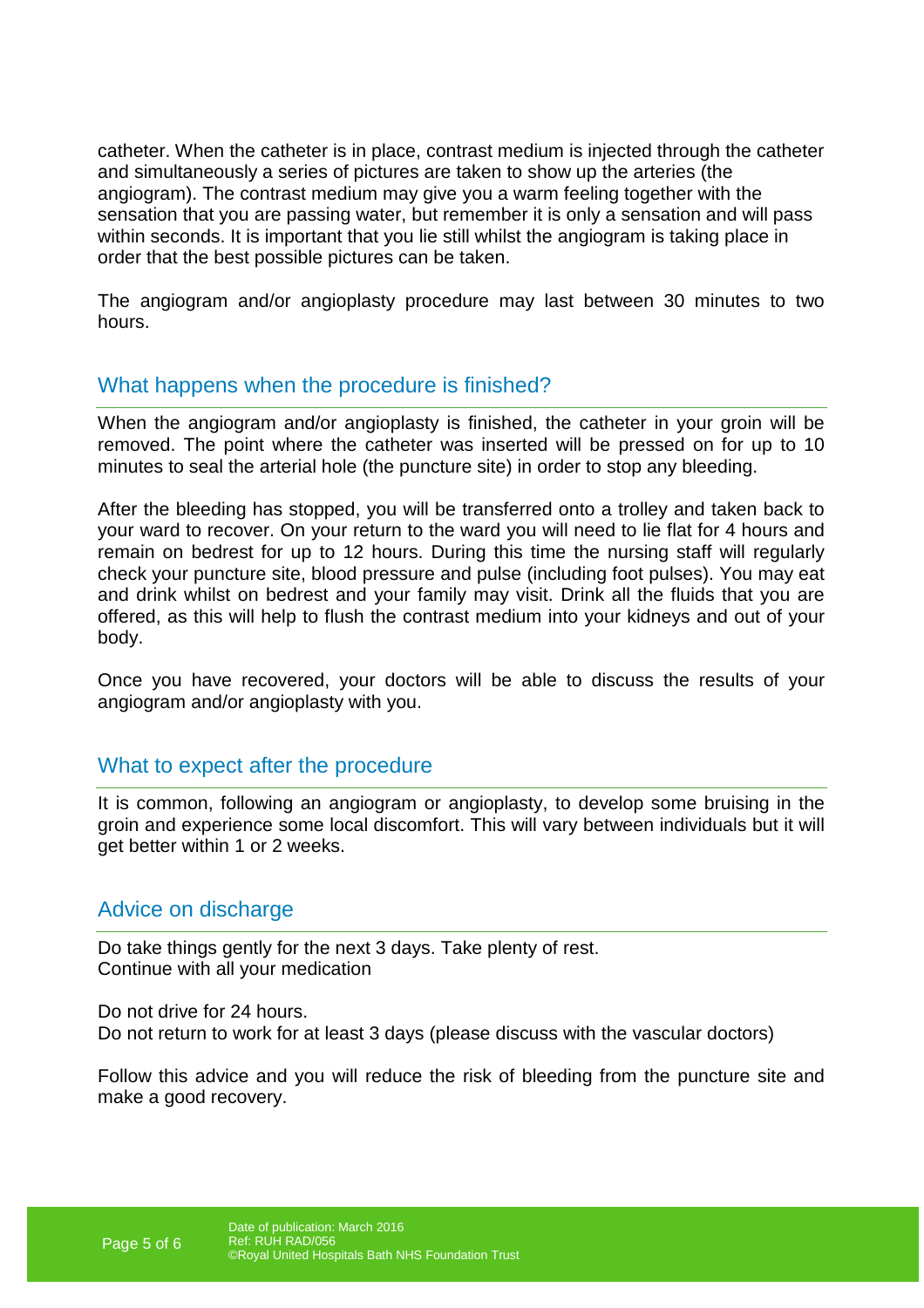catheter. When the catheter is in place, contrast medium is injected through the catheter and simultaneously a series of pictures are taken to show up the arteries (the angiogram). The contrast medium may give you a warm feeling together with the sensation that you are passing water, but remember it is only a sensation and will pass within seconds. It is important that you lie still whilst the angiogram is taking place in order that the best possible pictures can be taken.

The angiogram and/or angioplasty procedure may last between 30 minutes to two hours.

## What happens when the procedure is finished?

When the angiogram and/or angioplasty is finished, the catheter in your groin will be removed. The point where the catheter was inserted will be pressed on for up to 10 minutes to seal the arterial hole (the puncture site) in order to stop any bleeding.

After the bleeding has stopped, you will be transferred onto a trolley and taken back to your ward to recover. On your return to the ward you will need to lie flat for 4 hours and remain on bedrest for up to 12 hours. During this time the nursing staff will regularly check your puncture site, blood pressure and pulse (including foot pulses). You may eat and drink whilst on bedrest and your family may visit. Drink all the fluids that you are offered, as this will help to flush the contrast medium into your kidneys and out of your body.

Once you have recovered, your doctors will be able to discuss the results of your angiogram and/or angioplasty with you.

## What to expect after the procedure

It is common, following an angiogram or angioplasty, to develop some bruising in the groin and experience some local discomfort. This will vary between individuals but it will get better within 1 or 2 weeks.

## Advice on discharge

Do take things gently for the next 3 days. Take plenty of rest.
Continue with all your medication

Do not drive for 24 hours.
Do not return to work for at least 3 days (please discuss with the vascular doctors)

Follow this advice and you will reduce the risk of bleeding from the puncture site and make a good recovery.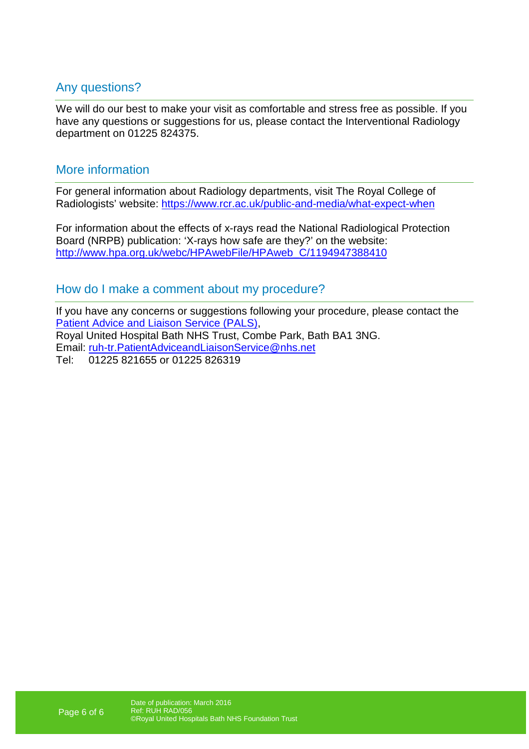## Any questions?

We will do our best to make your visit as comfortable and stress free as possible. If you have any questions or suggestions for us, please contact the Interventional Radiology department on 01225 824375.

## More information

For general information about Radiology departments, visit The Royal College of Radiologists' website: https://www.rcr.ac.uk/public-and-media/what-expect-when

For information about the effects of x-rays read the National Radiological Protection Board (NRPB) publication: 'X-rays how safe are they?' on the website: http://www.hpa.org.uk/webc/HPAwebFile/HPAweb_C/1194947388410

## How do I make a comment about my procedure?

If you have any concerns or suggestions following your procedure, please contact the Patient Advice and Liaison Service (PALS),
Royal United Hospital Bath NHS Trust, Combe Park, Bath BA1 3NG.
Email: ruh-tr.PatientAdviceandLiaisonService@nhs.net
Tel: 01225 821655 or 01225 826319

Date of publication: March 2016
Ref: RUH RAD/056
©Royal United Hospitals Bath NHS Foundation Trust